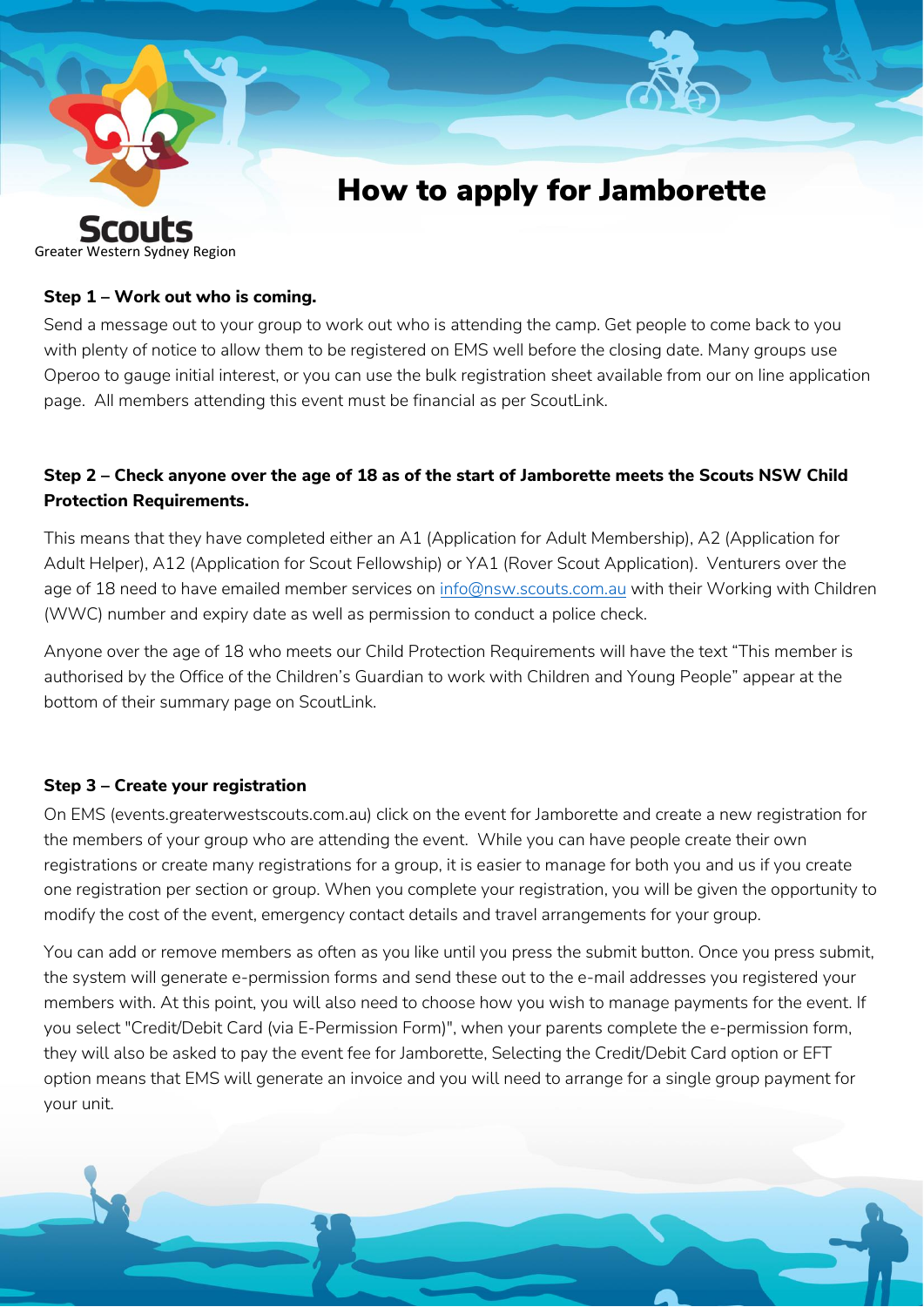Scouts
Greater Western Sydney Region

# How to apply for Jamborette

**Step 1 – Work out who is coming.**

Send a message out to your group to work out who is attending the camp. Get people to come back to you with plenty of notice to allow them to be registered on EMS well before the closing date. Many groups use Operoo to gauge initial interest, or you can use the bulk registration sheet available from our on line application page. All members attending this event must be financial as per ScoutLink.

**Step 2 – Check anyone over the age of 18 as of the start of Jamborette meets the Scouts NSW Child Protection Requirements.**

This means that they have completed either an A1 (Application for Adult Membership), A2 (Application for Adult Helper), A12 (Application for Scout Fellowship) or YA1 (Rover Scout Application). Venturers over the age of 18 need to have emailed member services on info@nsw.scouts.com.au with their Working with Children (WWC) number and expiry date as well as permission to conduct a police check.

Anyone over the age of 18 who meets our Child Protection Requirements will have the text "This member is authorised by the Office of the Children's Guardian to work with Children and Young People" appear at the bottom of their summary page on ScoutLink.

**Step 3 – Create your registration**

On EMS (events.greaterwestscouts.com.au) click on the event for Jamborette and create a new registration for the members of your group who are attending the event. While you can have people create their own registrations or create many registrations for a group, it is easier to manage for both you and us if you create one registration per section or group. When you complete your registration, you will be given the opportunity to modify the cost of the event, emergency contact details and travel arrangements for your group.

You can add or remove members as often as you like until you press the submit button. Once you press submit, the system will generate e-permission forms and send these out to the e-mail addresses you registered your members with. At this point, you will also need to choose how you wish to manage payments for the event. If you select "Credit/Debit Card (via E-Permission Form)", when your parents complete the e-permission form, they will also be asked to pay the event fee for Jamborette, Selecting the Credit/Debit Card option or EFT option means that EMS will generate an invoice and you will need to arrange for a single group payment for your unit.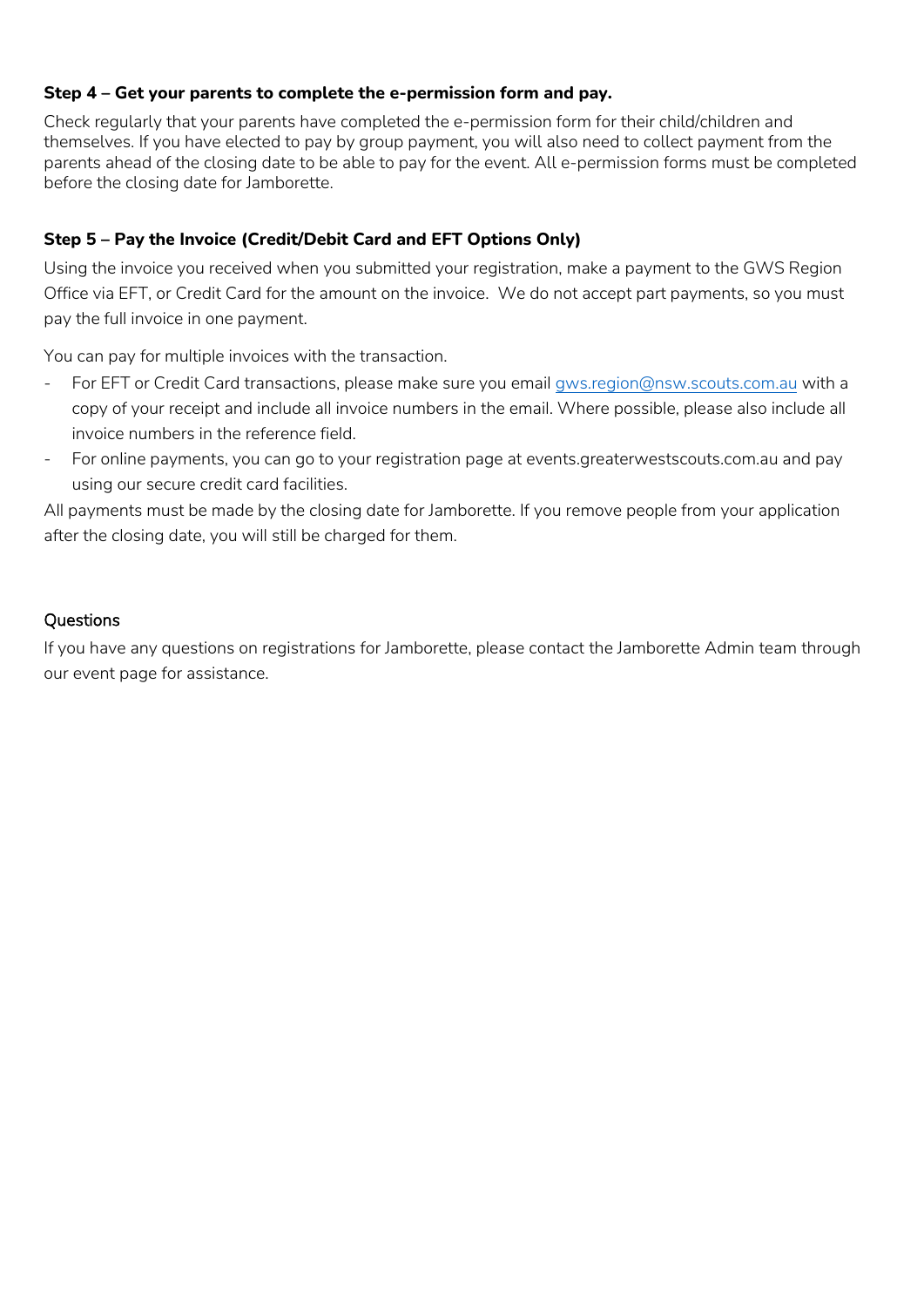**Step 4 – Get your parents to complete the e-permission form and pay.**

Check regularly that your parents have completed the e-permission form for their child/children and themselves. If you have elected to pay by group payment, you will also need to collect payment from the parents ahead of the closing date to be able to pay for the event. All e-permission forms must be completed before the closing date for Jamborette.

**Step 5 – Pay the Invoice (Credit/Debit Card and EFT Options Only)**

Using the invoice you received when you submitted your registration, make a payment to the GWS Region Office via EFT, or Credit Card for the amount on the invoice. We do not accept part payments, so you must pay the full invoice in one payment.

You can pay for multiple invoices with the transaction.

- For EFT or Credit Card transactions, please make sure you email gws.region@nsw.scouts.com.au with a copy of your receipt and include all invoice numbers in the email. Where possible, please also include all invoice numbers in the reference field.
- For online payments, you can go to your registration page at events.greaterwestscouts.com.au and pay using our secure credit card facilities.

All payments must be made by the closing date for Jamborette. If you remove people from your application after the closing date, you will still be charged for them.

Questions

If you have any questions on registrations for Jamborette, please contact the Jamborette Admin team through our event page for assistance.